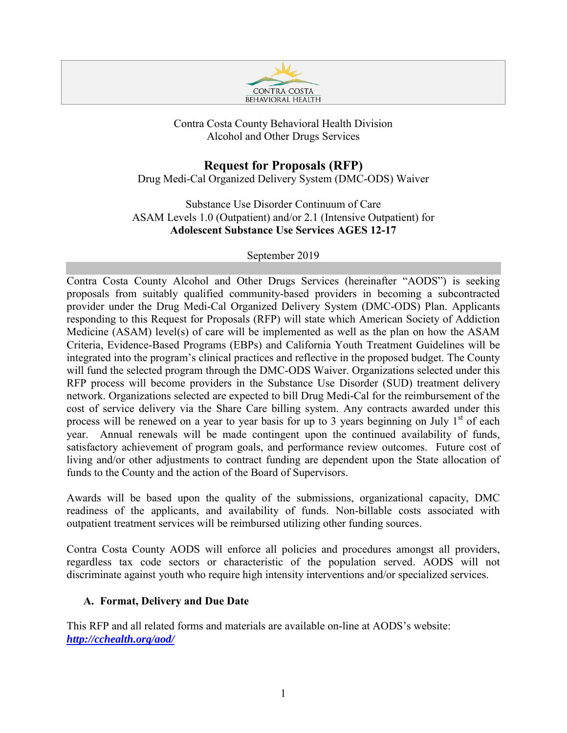CONTRA COSTA
BEHAVIORAL HEALTH

Contra Costa County Behavioral Health Division
Alcohol and Other Drugs Services

# Request for Proposals (RFP)

Drug Medi-Cal Organized Delivery System (DMC-ODS) Waiver

Substance Use Disorder Continuum of Care
ASAM Levels 1.0 (Outpatient) and/or 2.1 (Intensive Outpatient) for
**Adolescent Substance Use Services AGES 12-17**

September 2019

Contra Costa County Alcohol and Other Drugs Services (hereinafter "AODS") is seeking proposals from suitably qualified community-based providers in becoming a subcontracted provider under the Drug Medi-Cal Organized Delivery System (DMC-ODS) Plan. Applicants responding to this Request for Proposals (RFP) will state which American Society of Addiction Medicine (ASAM) level(s) of care will be implemented as well as the plan on how the ASAM Criteria, Evidence-Based Programs (EBPs) and California Youth Treatment Guidelines will be integrated into the program's clinical practices and reflective in the proposed budget. The County will fund the selected program through the DMC-ODS Waiver. Organizations selected under this RFP process will become providers in the Substance Use Disorder (SUD) treatment delivery network. Organizations selected are expected to bill Drug Medi-Cal for the reimbursement of the cost of service delivery via the Share Care billing system. Any contracts awarded under this process will be renewed on a year to year basis for up to 3 years beginning on July 1st of each year. Annual renewals will be made contingent upon the continued availability of funds, satisfactory achievement of program goals, and performance review outcomes. Future cost of living and/or other adjustments to contract funding are dependent upon the State allocation of funds to the County and the action of the Board of Supervisors.

Awards will be based upon the quality of the submissions, organizational capacity, DMC readiness of the applicants, and availability of funds. Non-billable costs associated with outpatient treatment services will be reimbursed utilizing other funding sources.

Contra Costa County AODS will enforce all policies and procedures amongst all providers, regardless tax code sectors or characteristic of the population served. AODS will not discriminate against youth who require high intensity interventions and/or specialized services.

## A. Format, Delivery and Due Date

This RFP and all related forms and materials are available on-line at AODS's website:
***http://cchealth.org/aod/***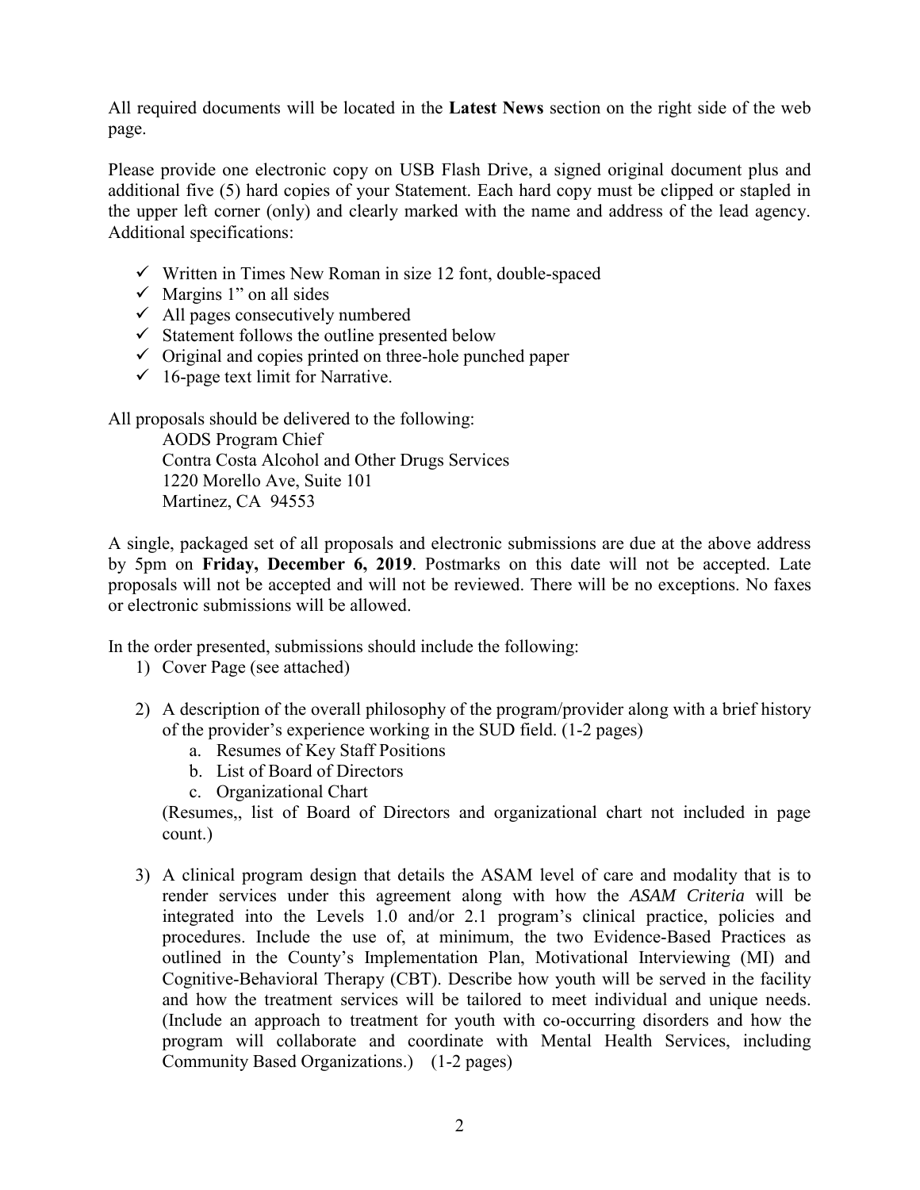All required documents will be located in the **Latest News** section on the right side of the web page.

Please provide one electronic copy on USB Flash Drive, a signed original document plus and additional five (5) hard copies of your Statement. Each hard copy must be clipped or stapled in the upper left corner (only) and clearly marked with the name and address of the lead agency. Additional specifications:

- ✓ Written in Times New Roman in size 12 font, double-spaced
- ✓ Margins 1" on all sides
- ✓ All pages consecutively numbered
- ✓ Statement follows the outline presented below
- ✓ Original and copies printed on three-hole punched paper
- ✓ 16-page text limit for Narrative.

All proposals should be delivered to the following:

AODS Program Chief
Contra Costa Alcohol and Other Drugs Services
1220 Morello Ave, Suite 101
Martinez, CA 94553

A single, packaged set of all proposals and electronic submissions are due at the above address by 5pm on **Friday, December 6, 2019**. Postmarks on this date will not be accepted. Late proposals will not be accepted and will not be reviewed. There will be no exceptions. No faxes or electronic submissions will be allowed.

In the order presented, submissions should include the following:

1) Cover Page (see attached)

2) A description of the overall philosophy of the program/provider along with a brief history of the provider's experience working in the SUD field. (1-2 pages)
   a. Resumes of Key Staff Positions
   b. List of Board of Directors
   c. Organizational Chart

   (Resumes,, list of Board of Directors and organizational chart not included in page count.)

3) A clinical program design that details the ASAM level of care and modality that is to render services under this agreement along with how the *ASAM Criteria* will be integrated into the Levels 1.0 and/or 2.1 program's clinical practice, policies and procedures. Include the use of, at minimum, the two Evidence-Based Practices as outlined in the County's Implementation Plan, Motivational Interviewing (MI) and Cognitive-Behavioral Therapy (CBT). Describe how youth will be served in the facility and how the treatment services will be tailored to meet individual and unique needs. (Include an approach to treatment for youth with co-occurring disorders and how the program will collaborate and coordinate with Mental Health Services, including Community Based Organizations.) (1-2 pages)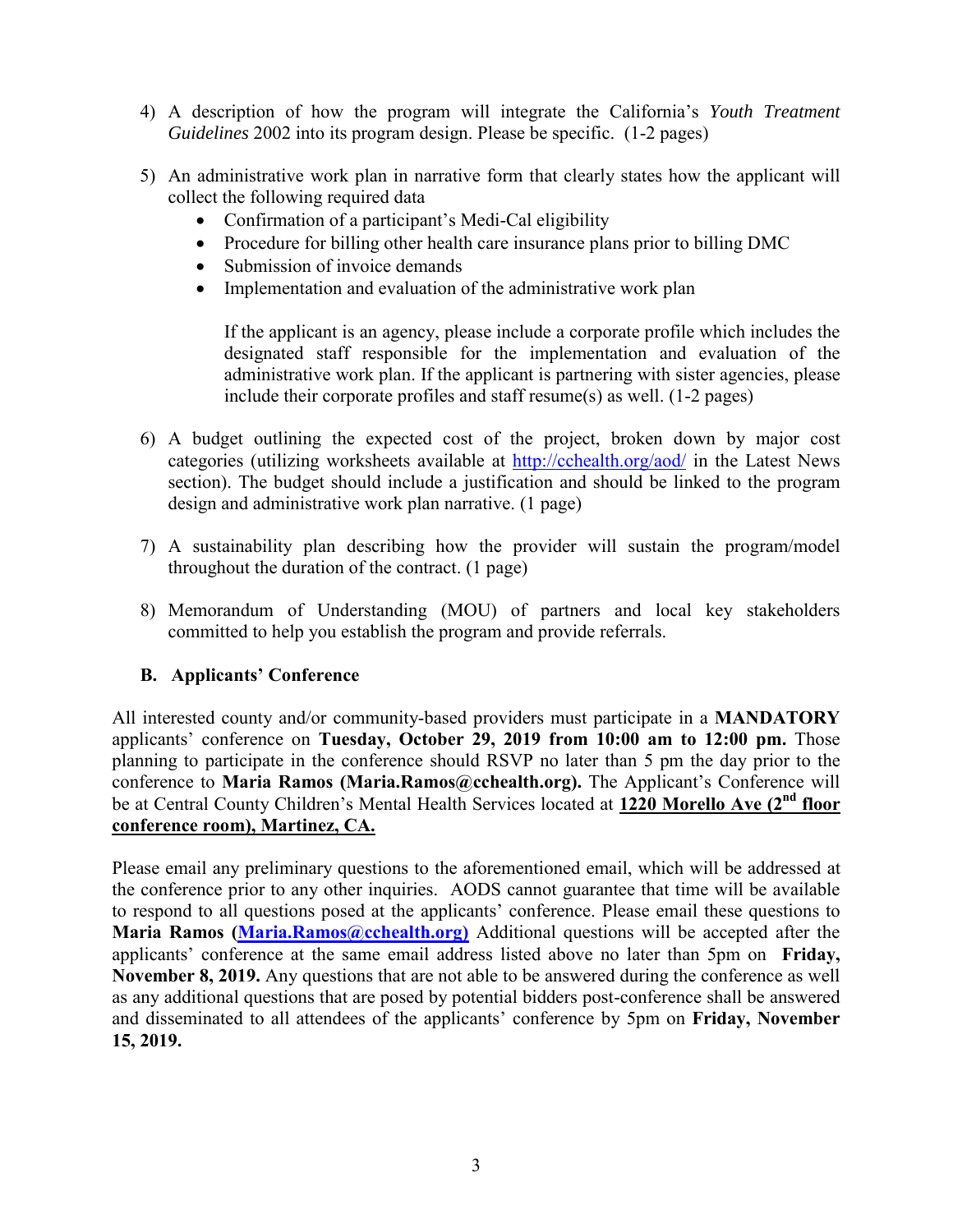4) A description of how the program will integrate the California's *Youth Treatment Guidelines* 2002 into its program design. Please be specific. (1-2 pages)

5) An administrative work plan in narrative form that clearly states how the applicant will collect the following required data
   - Confirmation of a participant's Medi-Cal eligibility
   - Procedure for billing other health care insurance plans prior to billing DMC
   - Submission of invoice demands
   - Implementation and evaluation of the administrative work plan

   If the applicant is an agency, please include a corporate profile which includes the designated staff responsible for the implementation and evaluation of the administrative work plan. If the applicant is partnering with sister agencies, please include their corporate profiles and staff resume(s) as well. (1-2 pages)

6) A budget outlining the expected cost of the project, broken down by major cost categories (utilizing worksheets available at http://cchealth.org/aod/ in the Latest News section). The budget should include a justification and should be linked to the program design and administrative work plan narrative. (1 page)

7) A sustainability plan describing how the provider will sustain the program/model throughout the duration of the contract. (1 page)

8) Memorandum of Understanding (MOU) of partners and local key stakeholders committed to help you establish the program and provide referrals.

### B. Applicants' Conference

All interested county and/or community-based providers must participate in a **MANDATORY** applicants' conference on **Tuesday, October 29, 2019 from 10:00 am to 12:00 pm.** Those planning to participate in the conference should RSVP no later than 5 pm the day prior to the conference to **Maria Ramos (Maria.Ramos@cchealth.org).** The Applicant's Conference will be at Central County Children's Mental Health Services located at **1220 Morello Ave (2nd floor conference room), Martinez, CA.**

Please email any preliminary questions to the aforementioned email, which will be addressed at the conference prior to any other inquiries. AODS cannot guarantee that time will be available to respond to all questions posed at the applicants' conference. Please email these questions to **Maria Ramos (Maria.Ramos@cchealth.org)** Additional questions will be accepted after the applicants' conference at the same email address listed above no later than 5pm on **Friday, November 8, 2019.** Any questions that are not able to be answered during the conference as well as any additional questions that are posed by potential bidders post-conference shall be answered and disseminated to all attendees of the applicants' conference by 5pm on **Friday, November 15, 2019.**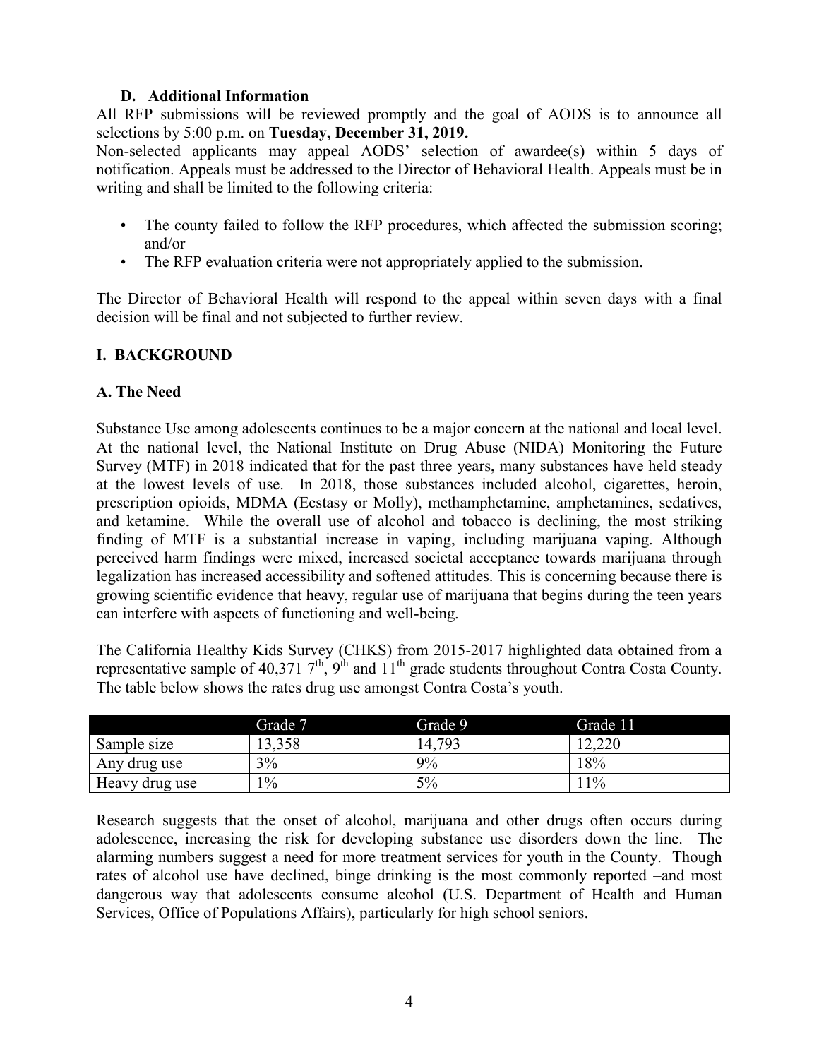### D. Additional Information

All RFP submissions will be reviewed promptly and the goal of AODS is to announce all selections by 5:00 p.m. on **Tuesday, December 31, 2019.**

Non-selected applicants may appeal AODS' selection of awardee(s) within 5 days of notification. Appeals must be addressed to the Director of Behavioral Health. Appeals must be in writing and shall be limited to the following criteria:

- The county failed to follow the RFP procedures, which affected the submission scoring; and/or
- The RFP evaluation criteria were not appropriately applied to the submission.

The Director of Behavioral Health will respond to the appeal within seven days with a final decision will be final and not subjected to further review.

## I. BACKGROUND

### A. The Need

Substance Use among adolescents continues to be a major concern at the national and local level. At the national level, the National Institute on Drug Abuse (NIDA) Monitoring the Future Survey (MTF) in 2018 indicated that for the past three years, many substances have held steady at the lowest levels of use. In 2018, those substances included alcohol, cigarettes, heroin, prescription opioids, MDMA (Ecstasy or Molly), methamphetamine, amphetamines, sedatives, and ketamine. While the overall use of alcohol and tobacco is declining, the most striking finding of MTF is a substantial increase in vaping, including marijuana vaping. Although perceived harm findings were mixed, increased societal acceptance towards marijuana through legalization has increased accessibility and softened attitudes. This is concerning because there is growing scientific evidence that heavy, regular use of marijuana that begins during the teen years can interfere with aspects of functioning and well-being.

The California Healthy Kids Survey (CHKS) from 2015-2017 highlighted data obtained from a representative sample of 40,371 7th, 9th and 11th grade students throughout Contra Costa County. The table below shows the rates drug use amongst Contra Costa's youth.

| | Grade 7 | Grade 9 | Grade 11 |
|---|---|---|---|
| Sample size | 13,358 | 14,793 | 12,220 |
| Any drug use | 3% | 9% | 18% |
| Heavy drug use | 1% | 5% | 11% |

Research suggests that the onset of alcohol, marijuana and other drugs often occurs during adolescence, increasing the risk for developing substance use disorders down the line. The alarming numbers suggest a need for more treatment services for youth in the County. Though rates of alcohol use have declined, binge drinking is the most commonly reported –and most dangerous way that adolescents consume alcohol (U.S. Department of Health and Human Services, Office of Populations Affairs), particularly for high school seniors.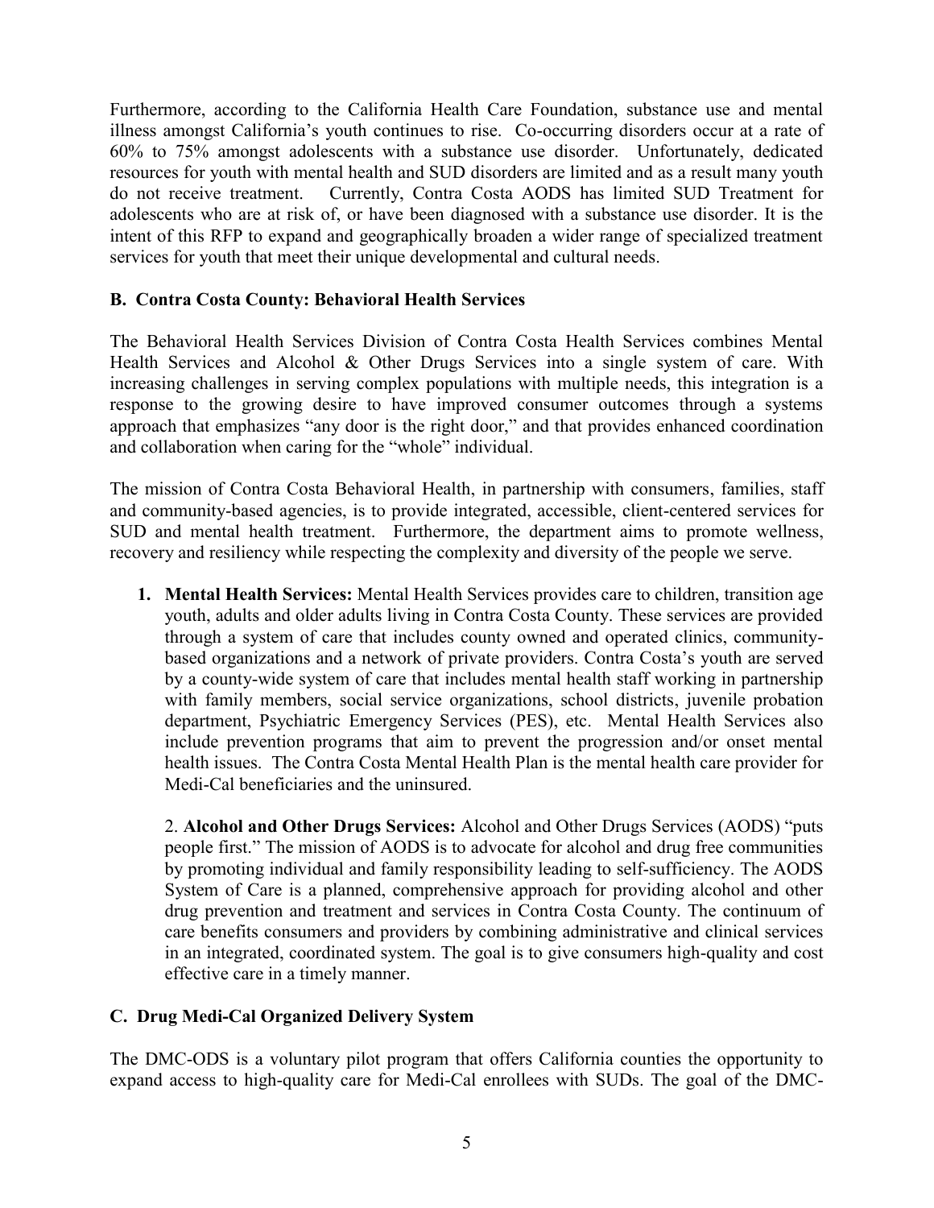Furthermore, according to the California Health Care Foundation, substance use and mental illness amongst California's youth continues to rise. Co-occurring disorders occur at a rate of 60% to 75% amongst adolescents with a substance use disorder. Unfortunately, dedicated resources for youth with mental health and SUD disorders are limited and as a result many youth do not receive treatment. Currently, Contra Costa AODS has limited SUD Treatment for adolescents who are at risk of, or have been diagnosed with a substance use disorder. It is the intent of this RFP to expand and geographically broaden a wider range of specialized treatment services for youth that meet their unique developmental and cultural needs.

### B. Contra Costa County: Behavioral Health Services

The Behavioral Health Services Division of Contra Costa Health Services combines Mental Health Services and Alcohol & Other Drugs Services into a single system of care. With increasing challenges in serving complex populations with multiple needs, this integration is a response to the growing desire to have improved consumer outcomes through a systems approach that emphasizes "any door is the right door," and that provides enhanced coordination and collaboration when caring for the "whole" individual.

The mission of Contra Costa Behavioral Health, in partnership with consumers, families, staff and community-based agencies, is to provide integrated, accessible, client-centered services for SUD and mental health treatment. Furthermore, the department aims to promote wellness, recovery and resiliency while respecting the complexity and diversity of the people we serve.

1. **Mental Health Services:** Mental Health Services provides care to children, transition age youth, adults and older adults living in Contra Costa County. These services are provided through a system of care that includes county owned and operated clinics, community-based organizations and a network of private providers. Contra Costa's youth are served by a county-wide system of care that includes mental health staff working in partnership with family members, social service organizations, school districts, juvenile probation department, Psychiatric Emergency Services (PES), etc. Mental Health Services also include prevention programs that aim to prevent the progression and/or onset mental health issues. The Contra Costa Mental Health Plan is the mental health care provider for Medi-Cal beneficiaries and the uninsured.

2. **Alcohol and Other Drugs Services:** Alcohol and Other Drugs Services (AODS) "puts people first." The mission of AODS is to advocate for alcohol and drug free communities by promoting individual and family responsibility leading to self-sufficiency. The AODS System of Care is a planned, comprehensive approach for providing alcohol and other drug prevention and treatment and services in Contra Costa County. The continuum of care benefits consumers and providers by combining administrative and clinical services in an integrated, coordinated system. The goal is to give consumers high-quality and cost effective care in a timely manner.

### C. Drug Medi-Cal Organized Delivery System

The DMC-ODS is a voluntary pilot program that offers California counties the opportunity to expand access to high-quality care for Medi-Cal enrollees with SUDs. The goal of the DMC-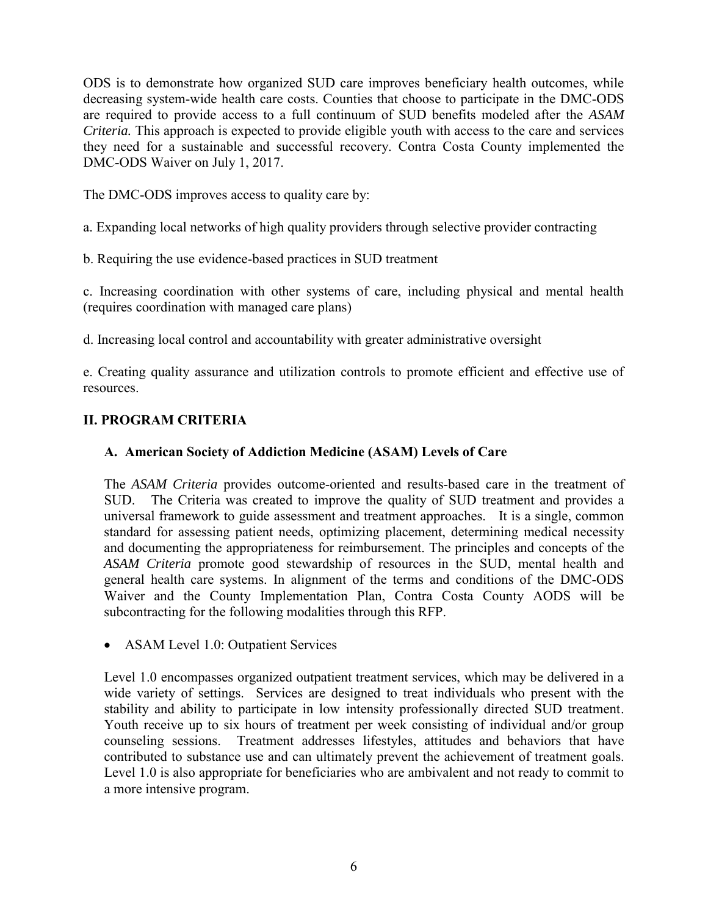ODS is to demonstrate how organized SUD care improves beneficiary health outcomes, while decreasing system-wide health care costs. Counties that choose to participate in the DMC-ODS are required to provide access to a full continuum of SUD benefits modeled after the *ASAM Criteria.* This approach is expected to provide eligible youth with access to the care and services they need for a sustainable and successful recovery. Contra Costa County implemented the DMC-ODS Waiver on July 1, 2017.

The DMC-ODS improves access to quality care by:

a. Expanding local networks of high quality providers through selective provider contracting

b. Requiring the use evidence-based practices in SUD treatment

c. Increasing coordination with other systems of care, including physical and mental health (requires coordination with managed care plans)

d. Increasing local control and accountability with greater administrative oversight

e. Creating quality assurance and utilization controls to promote efficient and effective use of resources.

## II. PROGRAM CRITERIA

### A. American Society of Addiction Medicine (ASAM) Levels of Care

The *ASAM Criteria* provides outcome-oriented and results-based care in the treatment of SUD. The Criteria was created to improve the quality of SUD treatment and provides a universal framework to guide assessment and treatment approaches. It is a single, common standard for assessing patient needs, optimizing placement, determining medical necessity and documenting the appropriateness for reimbursement. The principles and concepts of the *ASAM Criteria* promote good stewardship of resources in the SUD, mental health and general health care systems. In alignment of the terms and conditions of the DMC-ODS Waiver and the County Implementation Plan, Contra Costa County AODS will be subcontracting for the following modalities through this RFP.

- ASAM Level 1.0: Outpatient Services

Level 1.0 encompasses organized outpatient treatment services, which may be delivered in a wide variety of settings. Services are designed to treat individuals who present with the stability and ability to participate in low intensity professionally directed SUD treatment. Youth receive up to six hours of treatment per week consisting of individual and/or group counseling sessions. Treatment addresses lifestyles, attitudes and behaviors that have contributed to substance use and can ultimately prevent the achievement of treatment goals. Level 1.0 is also appropriate for beneficiaries who are ambivalent and not ready to commit to a more intensive program.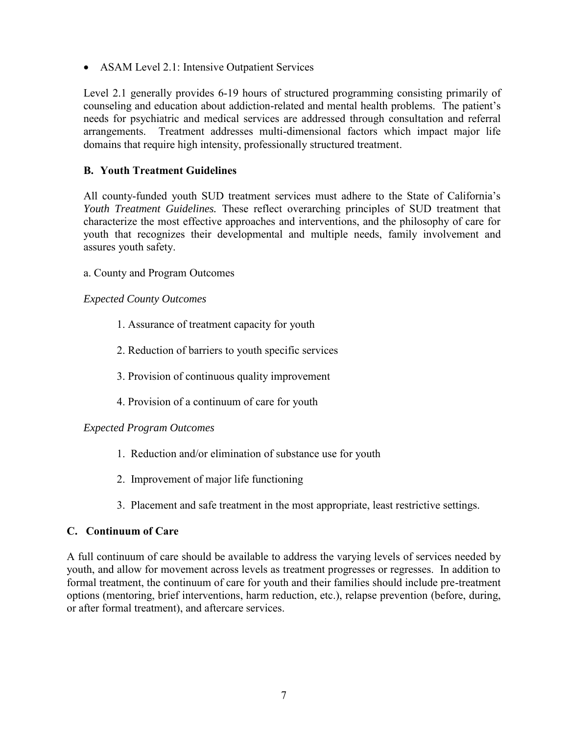- ASAM Level 2.1: Intensive Outpatient Services

Level 2.1 generally provides 6-19 hours of structured programming consisting primarily of counseling and education about addiction-related and mental health problems. The patient's needs for psychiatric and medical services are addressed through consultation and referral arrangements. Treatment addresses multi-dimensional factors which impact major life domains that require high intensity, professionally structured treatment.

### B. Youth Treatment Guidelines

All county-funded youth SUD treatment services must adhere to the State of California's *Youth Treatment Guidelines.* These reflect overarching principles of SUD treatment that characterize the most effective approaches and interventions, and the philosophy of care for youth that recognizes their developmental and multiple needs, family involvement and assures youth safety.

a. County and Program Outcomes

*Expected County Outcomes*

1. Assurance of treatment capacity for youth
2. Reduction of barriers to youth specific services
3. Provision of continuous quality improvement
4. Provision of a continuum of care for youth

*Expected Program Outcomes*

1. Reduction and/or elimination of substance use for youth
2. Improvement of major life functioning
3. Placement and safe treatment in the most appropriate, least restrictive settings.

### C. Continuum of Care

A full continuum of care should be available to address the varying levels of services needed by youth, and allow for movement across levels as treatment progresses or regresses. In addition to formal treatment, the continuum of care for youth and their families should include pre-treatment options (mentoring, brief interventions, harm reduction, etc.), relapse prevention (before, during, or after formal treatment), and aftercare services.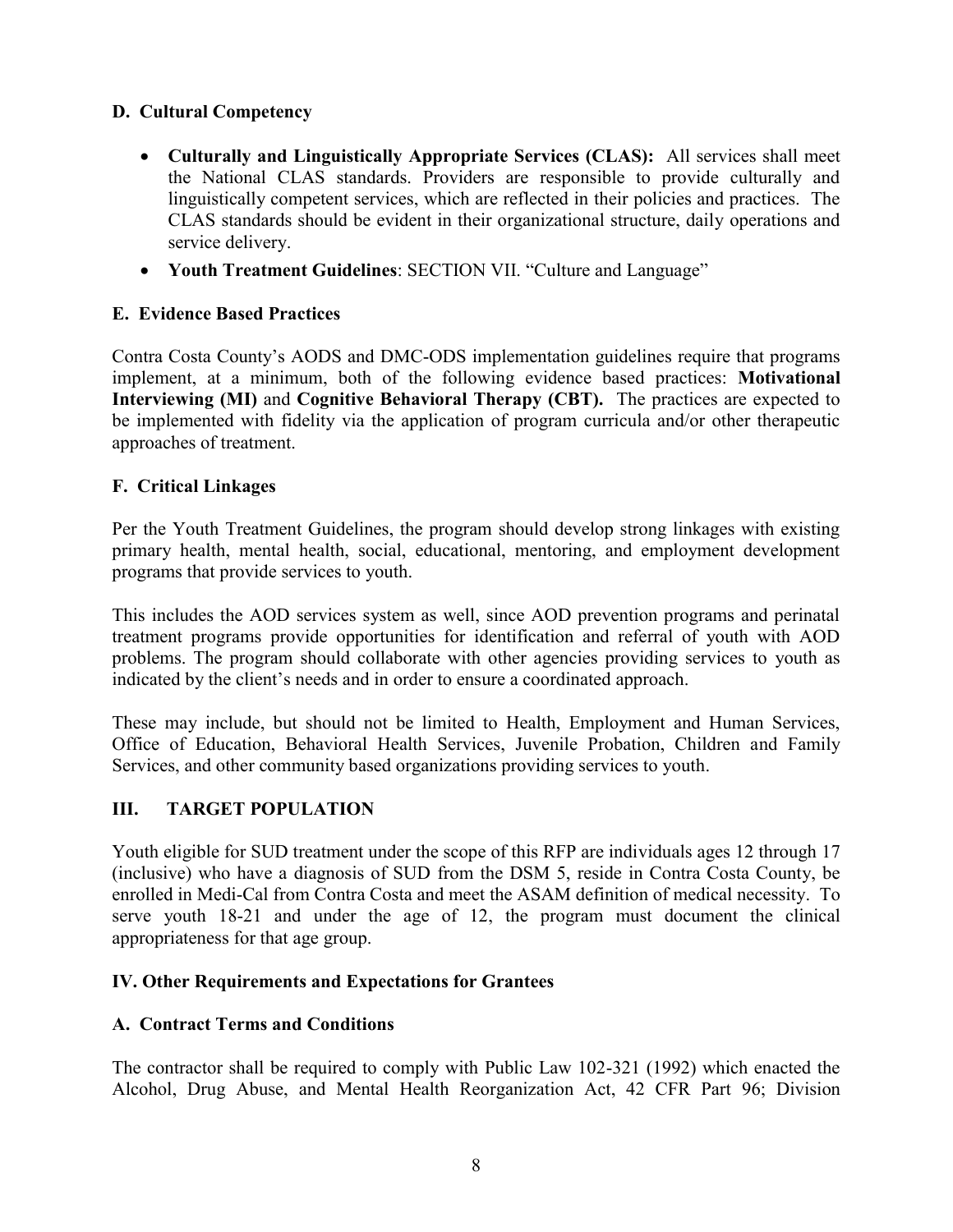### D. Cultural Competency

- **Culturally and Linguistically Appropriate Services (CLAS):** All services shall meet the National CLAS standards. Providers are responsible to provide culturally and linguistically competent services, which are reflected in their policies and practices. The CLAS standards should be evident in their organizational structure, daily operations and service delivery.
- **Youth Treatment Guidelines**: SECTION VII. "Culture and Language"

### E. Evidence Based Practices

Contra Costa County's AODS and DMC-ODS implementation guidelines require that programs implement, at a minimum, both of the following evidence based practices: **Motivational Interviewing (MI)** and **Cognitive Behavioral Therapy (CBT).** The practices are expected to be implemented with fidelity via the application of program curricula and/or other therapeutic approaches of treatment.

### F. Critical Linkages

Per the Youth Treatment Guidelines, the program should develop strong linkages with existing primary health, mental health, social, educational, mentoring, and employment development programs that provide services to youth.

This includes the AOD services system as well, since AOD prevention programs and perinatal treatment programs provide opportunities for identification and referral of youth with AOD problems. The program should collaborate with other agencies providing services to youth as indicated by the client's needs and in order to ensure a coordinated approach.

These may include, but should not be limited to Health, Employment and Human Services, Office of Education, Behavioral Health Services, Juvenile Probation, Children and Family Services, and other community based organizations providing services to youth.

## III. TARGET POPULATION

Youth eligible for SUD treatment under the scope of this RFP are individuals ages 12 through 17 (inclusive) who have a diagnosis of SUD from the DSM 5, reside in Contra Costa County, be enrolled in Medi-Cal from Contra Costa and meet the ASAM definition of medical necessity. To serve youth 18-21 and under the age of 12, the program must document the clinical appropriateness for that age group.

## IV. Other Requirements and Expectations for Grantees

### A. Contract Terms and Conditions

The contractor shall be required to comply with Public Law 102-321 (1992) which enacted the Alcohol, Drug Abuse, and Mental Health Reorganization Act, 42 CFR Part 96; Division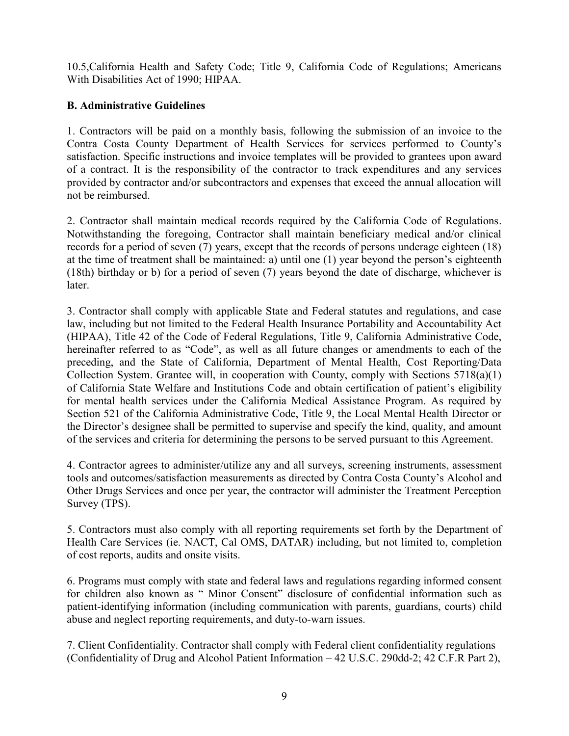10.5,California Health and Safety Code; Title 9, California Code of Regulations; Americans With Disabilities Act of 1990; HIPAA.

**B. Administrative Guidelines**

1. Contractors will be paid on a monthly basis, following the submission of an invoice to the Contra Costa County Department of Health Services for services performed to County's satisfaction. Specific instructions and invoice templates will be provided to grantees upon award of a contract. It is the responsibility of the contractor to track expenditures and any services provided by contractor and/or subcontractors and expenses that exceed the annual allocation will not be reimbursed.

2. Contractor shall maintain medical records required by the California Code of Regulations. Notwithstanding the foregoing, Contractor shall maintain beneficiary medical and/or clinical records for a period of seven (7) years, except that the records of persons underage eighteen (18) at the time of treatment shall be maintained: a) until one (1) year beyond the person's eighteenth (18th) birthday or b) for a period of seven (7) years beyond the date of discharge, whichever is later.

3. Contractor shall comply with applicable State and Federal statutes and regulations, and case law, including but not limited to the Federal Health Insurance Portability and Accountability Act (HIPAA), Title 42 of the Code of Federal Regulations, Title 9, California Administrative Code, hereinafter referred to as "Code", as well as all future changes or amendments to each of the preceding, and the State of California, Department of Mental Health, Cost Reporting/Data Collection System. Grantee will, in cooperation with County, comply with Sections 5718(a)(1) of California State Welfare and Institutions Code and obtain certification of patient's eligibility for mental health services under the California Medical Assistance Program. As required by Section 521 of the California Administrative Code, Title 9, the Local Mental Health Director or the Director's designee shall be permitted to supervise and specify the kind, quality, and amount of the services and criteria for determining the persons to be served pursuant to this Agreement.

4. Contractor agrees to administer/utilize any and all surveys, screening instruments, assessment tools and outcomes/satisfaction measurements as directed by Contra Costa County's Alcohol and Other Drugs Services and once per year, the contractor will administer the Treatment Perception Survey (TPS).

5. Contractors must also comply with all reporting requirements set forth by the Department of Health Care Services (ie. NACT, Cal OMS, DATAR) including, but not limited to, completion of cost reports, audits and onsite visits.

6. Programs must comply with state and federal laws and regulations regarding informed consent for children also known as " Minor Consent" disclosure of confidential information such as patient-identifying information (including communication with parents, guardians, courts) child abuse and neglect reporting requirements, and duty-to-warn issues.

7. Client Confidentiality. Contractor shall comply with Federal client confidentiality regulations (Confidentiality of Drug and Alcohol Patient Information – 42 U.S.C. 290dd-2; 42 C.F.R Part 2),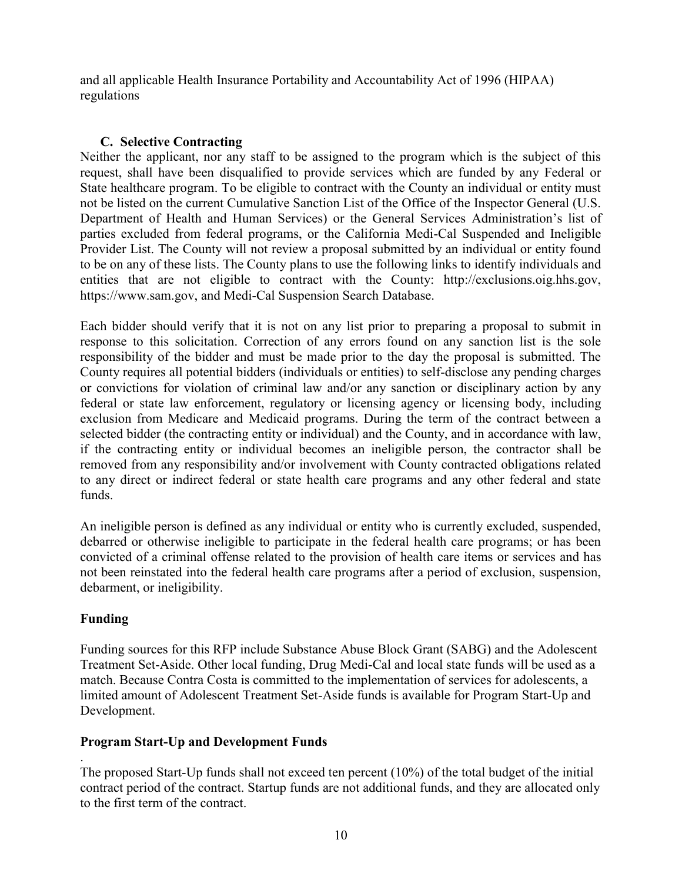and all applicable Health Insurance Portability and Accountability Act of 1996 (HIPAA) regulations

### C. Selective Contracting

Neither the applicant, nor any staff to be assigned to the program which is the subject of this request, shall have been disqualified to provide services which are funded by any Federal or State healthcare program. To be eligible to contract with the County an individual or entity must not be listed on the current Cumulative Sanction List of the Office of the Inspector General (U.S. Department of Health and Human Services) or the General Services Administration's list of parties excluded from federal programs, or the California Medi-Cal Suspended and Ineligible Provider List. The County will not review a proposal submitted by an individual or entity found to be on any of these lists. The County plans to use the following links to identify individuals and entities that are not eligible to contract with the County: http://exclusions.oig.hhs.gov, https://www.sam.gov, and Medi-Cal Suspension Search Database.

Each bidder should verify that it is not on any list prior to preparing a proposal to submit in response to this solicitation. Correction of any errors found on any sanction list is the sole responsibility of the bidder and must be made prior to the day the proposal is submitted. The County requires all potential bidders (individuals or entities) to self-disclose any pending charges or convictions for violation of criminal law and/or any sanction or disciplinary action by any federal or state law enforcement, regulatory or licensing agency or licensing body, including exclusion from Medicare and Medicaid programs. During the term of the contract between a selected bidder (the contracting entity or individual) and the County, and in accordance with law, if the contracting entity or individual becomes an ineligible person, the contractor shall be removed from any responsibility and/or involvement with County contracted obligations related to any direct or indirect federal or state health care programs and any other federal and state funds.

An ineligible person is defined as any individual or entity who is currently excluded, suspended, debarred or otherwise ineligible to participate in the federal health care programs; or has been convicted of a criminal offense related to the provision of health care items or services and has not been reinstated into the federal health care programs after a period of exclusion, suspension, debarment, or ineligibility.

## Funding

Funding sources for this RFP include Substance Abuse Block Grant (SABG) and the Adolescent Treatment Set-Aside. Other local funding, Drug Medi-Cal and local state funds will be used as a match. Because Contra Costa is committed to the implementation of services for adolescents, a limited amount of Adolescent Treatment Set-Aside funds is available for Program Start-Up and Development.

## Program Start-Up and Development Funds

.
The proposed Start-Up funds shall not exceed ten percent (10%) of the total budget of the initial contract period of the contract. Startup funds are not additional funds, and they are allocated only to the first term of the contract.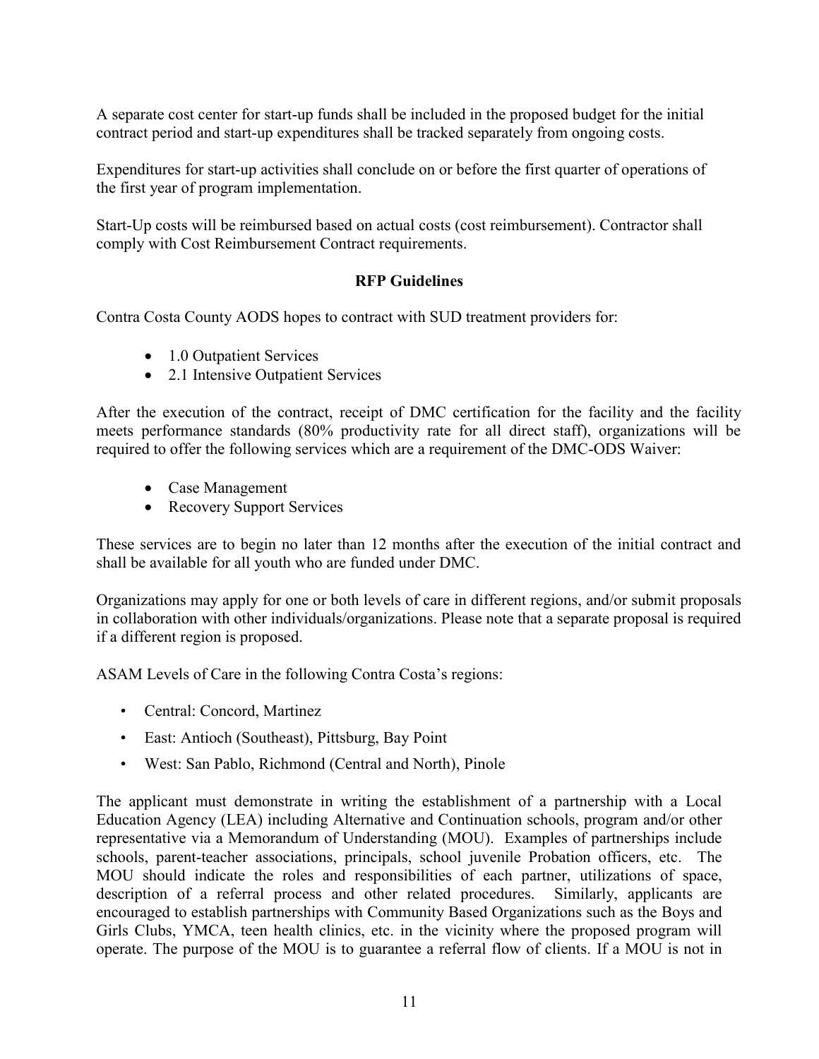A separate cost center for start-up funds shall be included in the proposed budget for the initial contract period and start-up expenditures shall be tracked separately from ongoing costs.

Expenditures for start-up activities shall conclude on or before the first quarter of operations of the first year of program implementation.

Start-Up costs will be reimbursed based on actual costs (cost reimbursement). Contractor shall comply with Cost Reimbursement Contract requirements.

**RFP Guidelines**

Contra Costa County AODS hopes to contract with SUD treatment providers for:

- 1.0 Outpatient Services
- 2.1 Intensive Outpatient Services

After the execution of the contract, receipt of DMC certification for the facility and the facility meets performance standards (80% productivity rate for all direct staff), organizations will be required to offer the following services which are a requirement of the DMC-ODS Waiver:

- Case Management
- Recovery Support Services

These services are to begin no later than 12 months after the execution of the initial contract and shall be available for all youth who are funded under DMC.

Organizations may apply for one or both levels of care in different regions, and/or submit proposals in collaboration with other individuals/organizations. Please note that a separate proposal is required if a different region is proposed.

ASAM Levels of Care in the following Contra Costa's regions:

- Central: Concord, Martinez
- East: Antioch (Southeast), Pittsburg, Bay Point
- West: San Pablo, Richmond (Central and North), Pinole

The applicant must demonstrate in writing the establishment of a partnership with a Local Education Agency (LEA) including Alternative and Continuation schools, program and/or other representative via a Memorandum of Understanding (MOU). Examples of partnerships include schools, parent-teacher associations, principals, school juvenile Probation officers, etc. The MOU should indicate the roles and responsibilities of each partner, utilizations of space, description of a referral process and other related procedures. Similarly, applicants are encouraged to establish partnerships with Community Based Organizations such as the Boys and Girls Clubs, YMCA, teen health clinics, etc. in the vicinity where the proposed program will operate. The purpose of the MOU is to guarantee a referral flow of clients. If a MOU is not in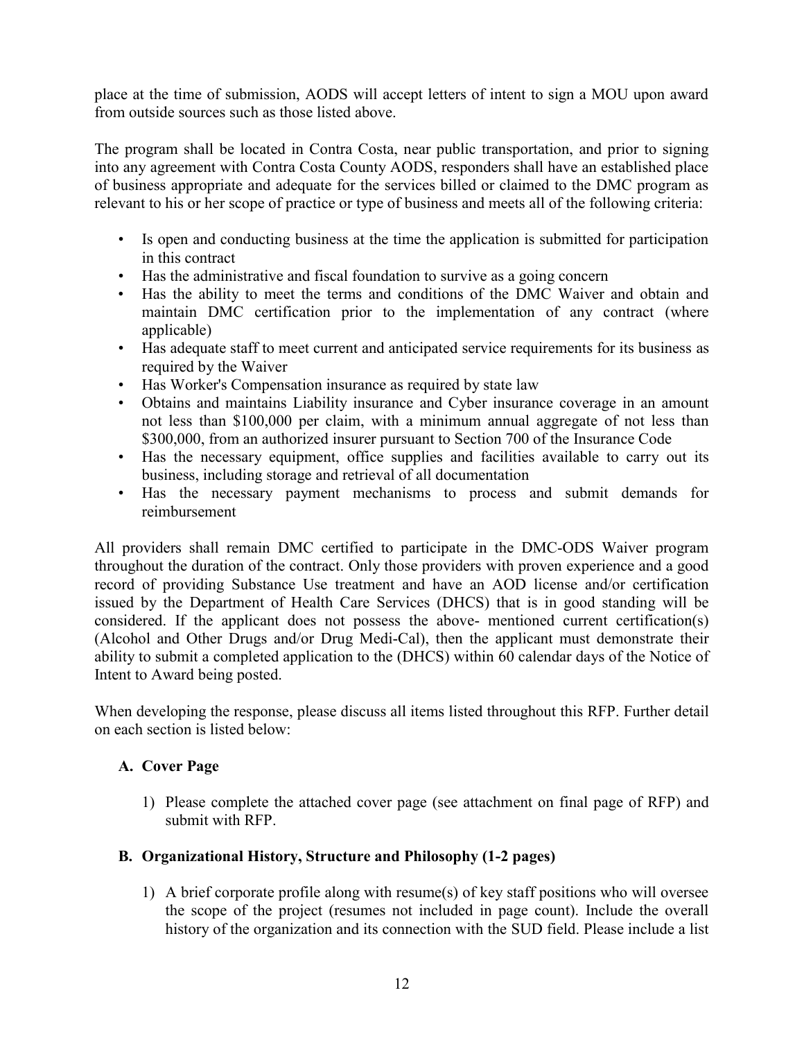place at the time of submission, AODS will accept letters of intent to sign a MOU upon award from outside sources such as those listed above.

The program shall be located in Contra Costa, near public transportation, and prior to signing into any agreement with Contra Costa County AODS, responders shall have an established place of business appropriate and adequate for the services billed or claimed to the DMC program as relevant to his or her scope of practice or type of business and meets all of the following criteria:

- Is open and conducting business at the time the application is submitted for participation in this contract
- Has the administrative and fiscal foundation to survive as a going concern
- Has the ability to meet the terms and conditions of the DMC Waiver and obtain and maintain DMC certification prior to the implementation of any contract (where applicable)
- Has adequate staff to meet current and anticipated service requirements for its business as required by the Waiver
- Has Worker's Compensation insurance as required by state law
- Obtains and maintains Liability insurance and Cyber insurance coverage in an amount not less than $100,000 per claim, with a minimum annual aggregate of not less than $300,000, from an authorized insurer pursuant to Section 700 of the Insurance Code
- Has the necessary equipment, office supplies and facilities available to carry out its business, including storage and retrieval of all documentation
- Has the necessary payment mechanisms to process and submit demands for reimbursement

All providers shall remain DMC certified to participate in the DMC-ODS Waiver program throughout the duration of the contract. Only those providers with proven experience and a good record of providing Substance Use treatment and have an AOD license and/or certification issued by the Department of Health Care Services (DHCS) that is in good standing will be considered. If the applicant does not possess the above- mentioned current certification(s) (Alcohol and Other Drugs and/or Drug Medi-Cal), then the applicant must demonstrate their ability to submit a completed application to the (DHCS) within 60 calendar days of the Notice of Intent to Award being posted.

When developing the response, please discuss all items listed throughout this RFP. Further detail on each section is listed below:

**A. Cover Page**

1) Please complete the attached cover page (see attachment on final page of RFP) and submit with RFP.

**B. Organizational History, Structure and Philosophy (1-2 pages)**

1) A brief corporate profile along with resume(s) of key staff positions who will oversee the scope of the project (resumes not included in page count). Include the overall history of the organization and its connection with the SUD field. Please include a list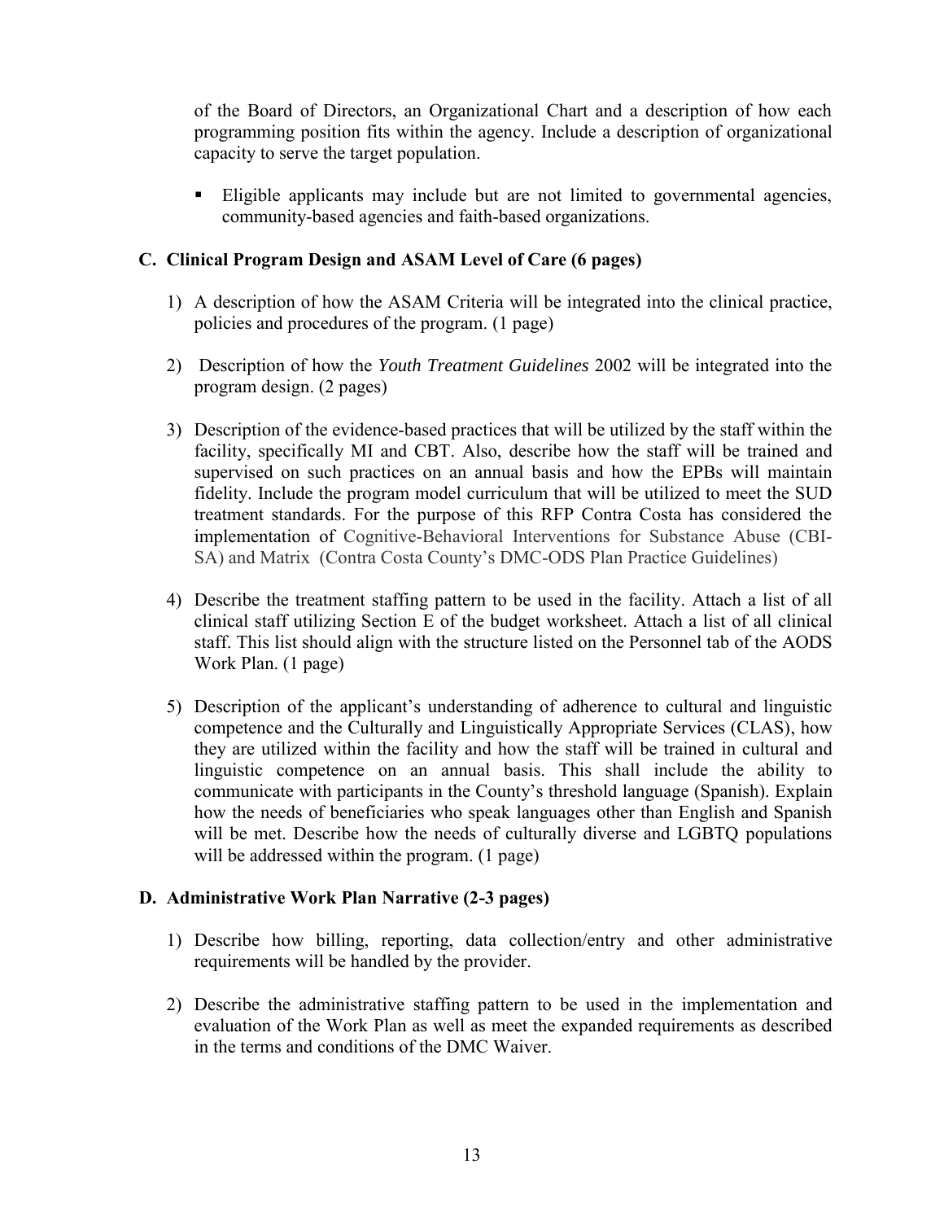of the Board of Directors, an Organizational Chart and a description of how each programming position fits within the agency. Include a description of organizational capacity to serve the target population.

- Eligible applicants may include but are not limited to governmental agencies, community-based agencies and faith-based organizations.

### C. Clinical Program Design and ASAM Level of Care (6 pages)

1) A description of how the ASAM Criteria will be integrated into the clinical practice, policies and procedures of the program. (1 page)

2) Description of how the *Youth Treatment Guidelines* 2002 will be integrated into the program design. (2 pages)

3) Description of the evidence-based practices that will be utilized by the staff within the facility, specifically MI and CBT. Also, describe how the staff will be trained and supervised on such practices on an annual basis and how the EPBs will maintain fidelity. Include the program model curriculum that will be utilized to meet the SUD treatment standards. For the purpose of this RFP Contra Costa has considered the implementation of Cognitive-Behavioral Interventions for Substance Abuse (CBI-SA) and Matrix (Contra Costa County's DMC-ODS Plan Practice Guidelines)

4) Describe the treatment staffing pattern to be used in the facility. Attach a list of all clinical staff utilizing Section E of the budget worksheet. Attach a list of all clinical staff. This list should align with the structure listed on the Personnel tab of the AODS Work Plan. (1 page)

5) Description of the applicant's understanding of adherence to cultural and linguistic competence and the Culturally and Linguistically Appropriate Services (CLAS), how they are utilized within the facility and how the staff will be trained in cultural and linguistic competence on an annual basis. This shall include the ability to communicate with participants in the County's threshold language (Spanish). Explain how the needs of beneficiaries who speak languages other than English and Spanish will be met. Describe how the needs of culturally diverse and LGBTQ populations will be addressed within the program. (1 page)

### D. Administrative Work Plan Narrative (2-3 pages)

1) Describe how billing, reporting, data collection/entry and other administrative requirements will be handled by the provider.

2) Describe the administrative staffing pattern to be used in the implementation and evaluation of the Work Plan as well as meet the expanded requirements as described in the terms and conditions of the DMC Waiver.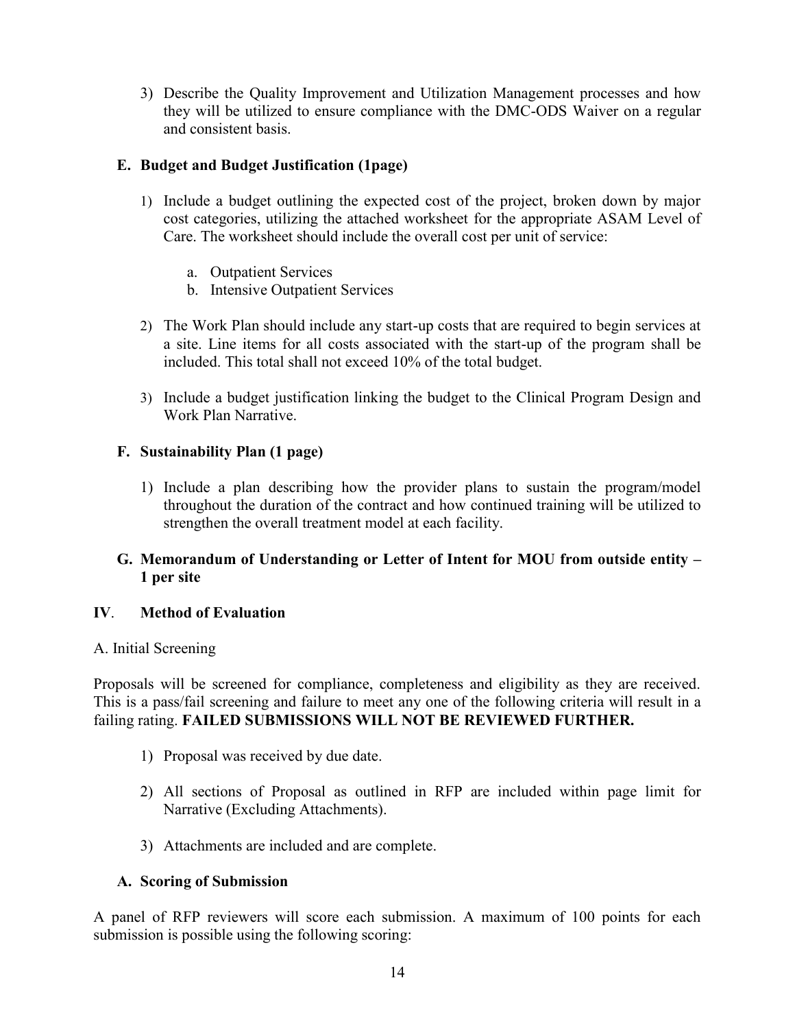3) Describe the Quality Improvement and Utilization Management processes and how they will be utilized to ensure compliance with the DMC-ODS Waiver on a regular and consistent basis.

### E. Budget and Budget Justification (1page)

1) Include a budget outlining the expected cost of the project, broken down by major cost categories, utilizing the attached worksheet for the appropriate ASAM Level of Care. The worksheet should include the overall cost per unit of service:

   a. Outpatient Services
   b. Intensive Outpatient Services

2) The Work Plan should include any start-up costs that are required to begin services at a site. Line items for all costs associated with the start-up of the program shall be included. This total shall not exceed 10% of the total budget.

3) Include a budget justification linking the budget to the Clinical Program Design and Work Plan Narrative.

### F. Sustainability Plan (1 page)

1) Include a plan describing how the provider plans to sustain the program/model throughout the duration of the contract and how continued training will be utilized to strengthen the overall treatment model at each facility.

### G. Memorandum of Understanding or Letter of Intent for MOU from outside entity – 1 per site

## IV. Method of Evaluation

A. Initial Screening

Proposals will be screened for compliance, completeness and eligibility as they are received. This is a pass/fail screening and failure to meet any one of the following criteria will result in a failing rating. **FAILED SUBMISSIONS WILL NOT BE REVIEWED FURTHER.**

1) Proposal was received by due date.

2) All sections of Proposal as outlined in RFP are included within page limit for Narrative (Excluding Attachments).

3) Attachments are included and are complete.

### A. Scoring of Submission

A panel of RFP reviewers will score each submission. A maximum of 100 points for each submission is possible using the following scoring: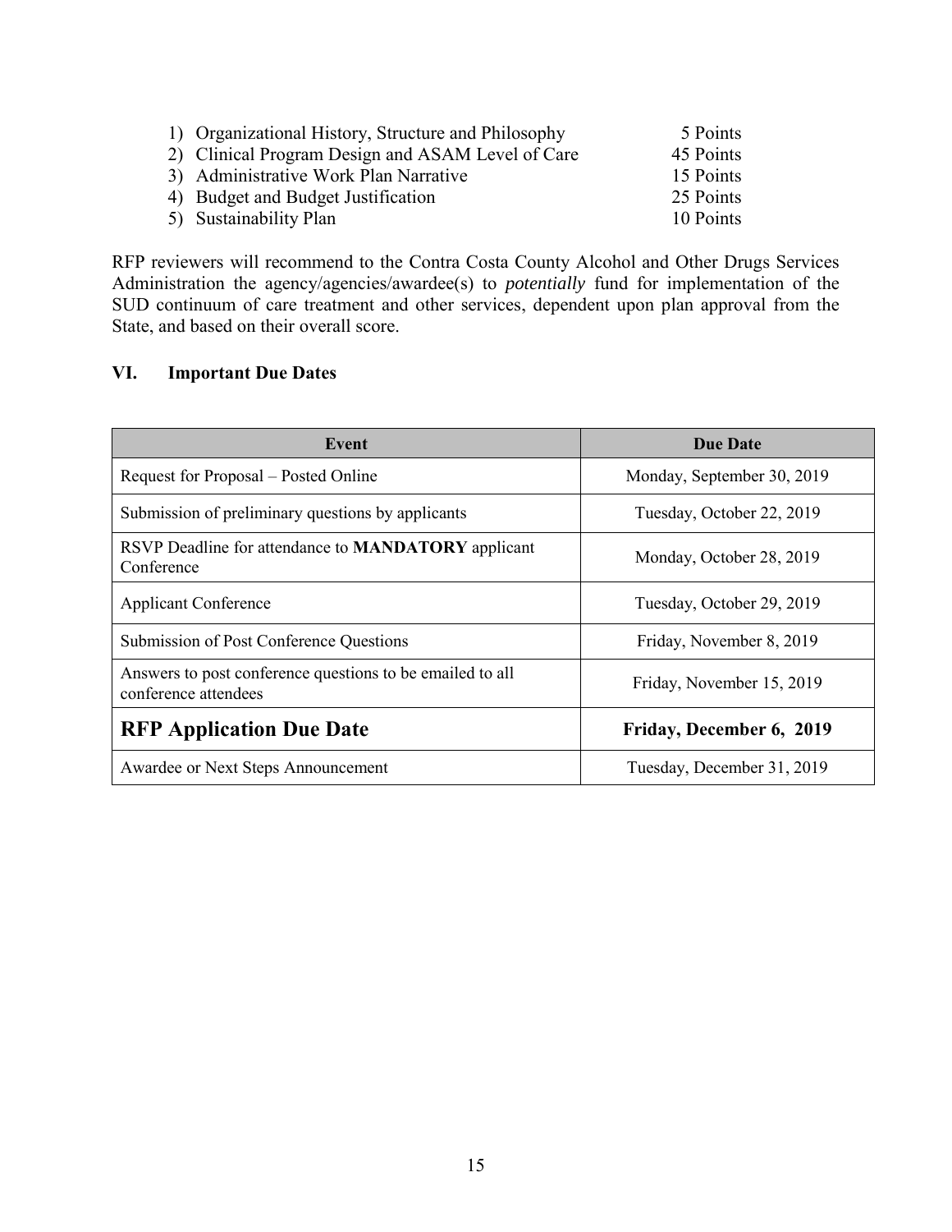1) Organizational History, Structure and Philosophy 5 Points
2) Clinical Program Design and ASAM Level of Care 45 Points
3) Administrative Work Plan Narrative 15 Points
4) Budget and Budget Justification 25 Points
5) Sustainability Plan 10 Points

RFP reviewers will recommend to the Contra Costa County Alcohol and Other Drugs Services Administration the agency/agencies/awardee(s) to *potentially* fund for implementation of the SUD continuum of care treatment and other services, dependent upon plan approval from the State, and based on their overall score.

## VI. Important Due Dates

| Event | Due Date |
|---|---|
| Request for Proposal – Posted Online | Monday, September 30, 2019 |
| Submission of preliminary questions by applicants | Tuesday, October 22, 2019 |
| RSVP Deadline for attendance to **MANDATORY** applicant Conference | Monday, October 28, 2019 |
| Applicant Conference | Tuesday, October 29, 2019 |
| Submission of Post Conference Questions | Friday, November 8, 2019 |
| Answers to post conference questions to be emailed to all conference attendees | Friday, November 15, 2019 |
| **RFP Application Due Date** | **Friday, December 6, 2019** |
| Awardee or Next Steps Announcement | Tuesday, December 31, 2019 |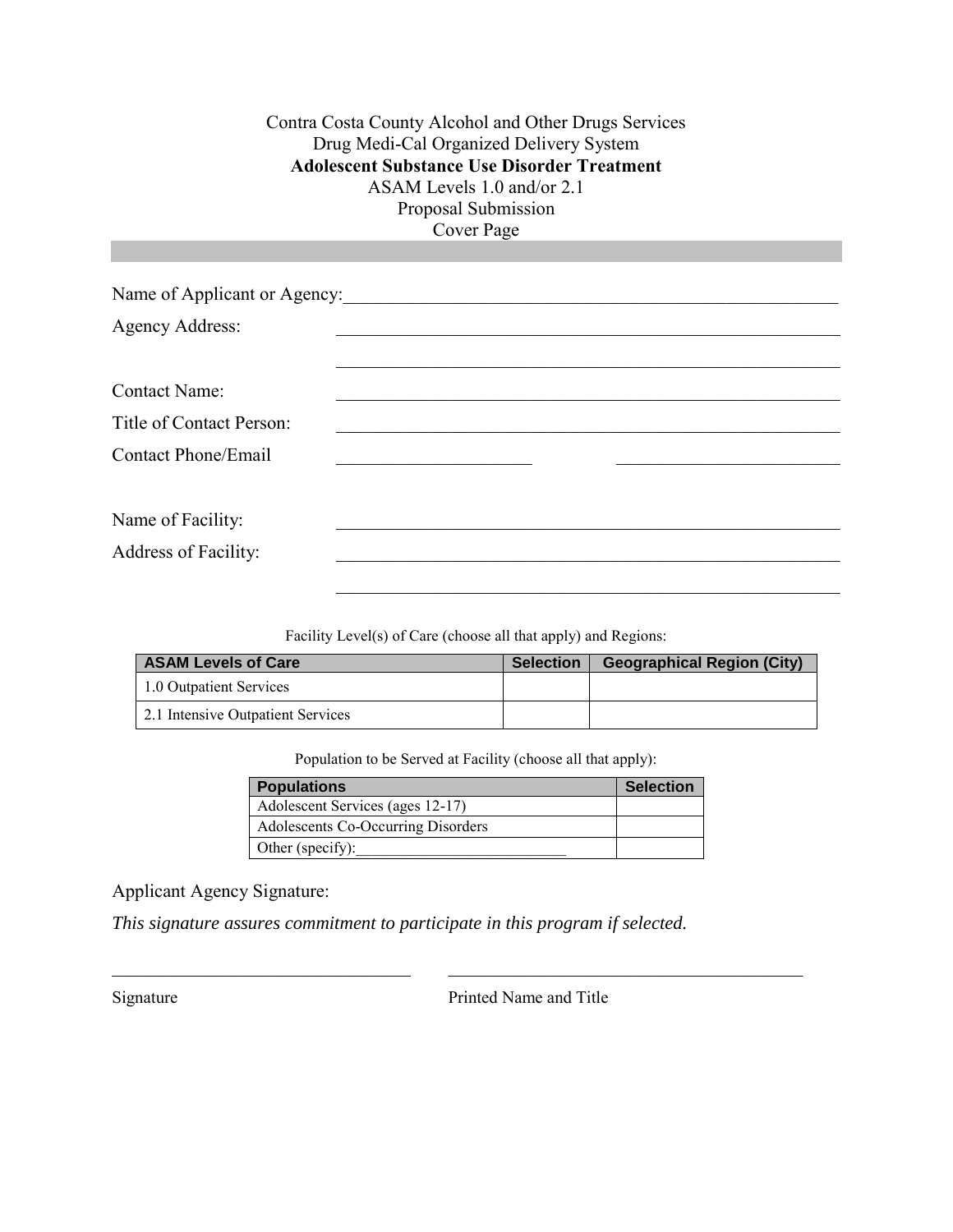Contra Costa County Alcohol and Other Drugs Services
Drug Medi-Cal Organized Delivery System
**Adolescent Substance Use Disorder Treatment**
ASAM Levels 1.0 and/or 2.1
Proposal Submission
Cover Page

Name of Applicant or Agency: ______________________________________________

Agency Address: ______________________________________________

______________________________________________

Contact Name: ______________________________________________

Title of Contact Person: ______________________________________________

Contact Phone/Email ____________________ ____________________

Name of Facility: ______________________________________________

Address of Facility: ______________________________________________

______________________________________________

Facility Level(s) of Care (choose all that apply) and Regions:

| ASAM Levels of Care | Selection | Geographical Region (City) |
|---|---|---|
| 1.0 Outpatient Services | | |
| 2.1 Intensive Outpatient Services | | |

Population to be Served at Facility (choose all that apply):

| Populations | Selection |
|---|---|
| Adolescent Services (ages 12-17) | |
| Adolescents Co-Occurring Disorders | |
| Other (specify):___________________________ | |

Applicant Agency Signature:

*This signature assures commitment to participate in this program if selected.*

__________________________________ ________________________________________

Signature Printed Name and Title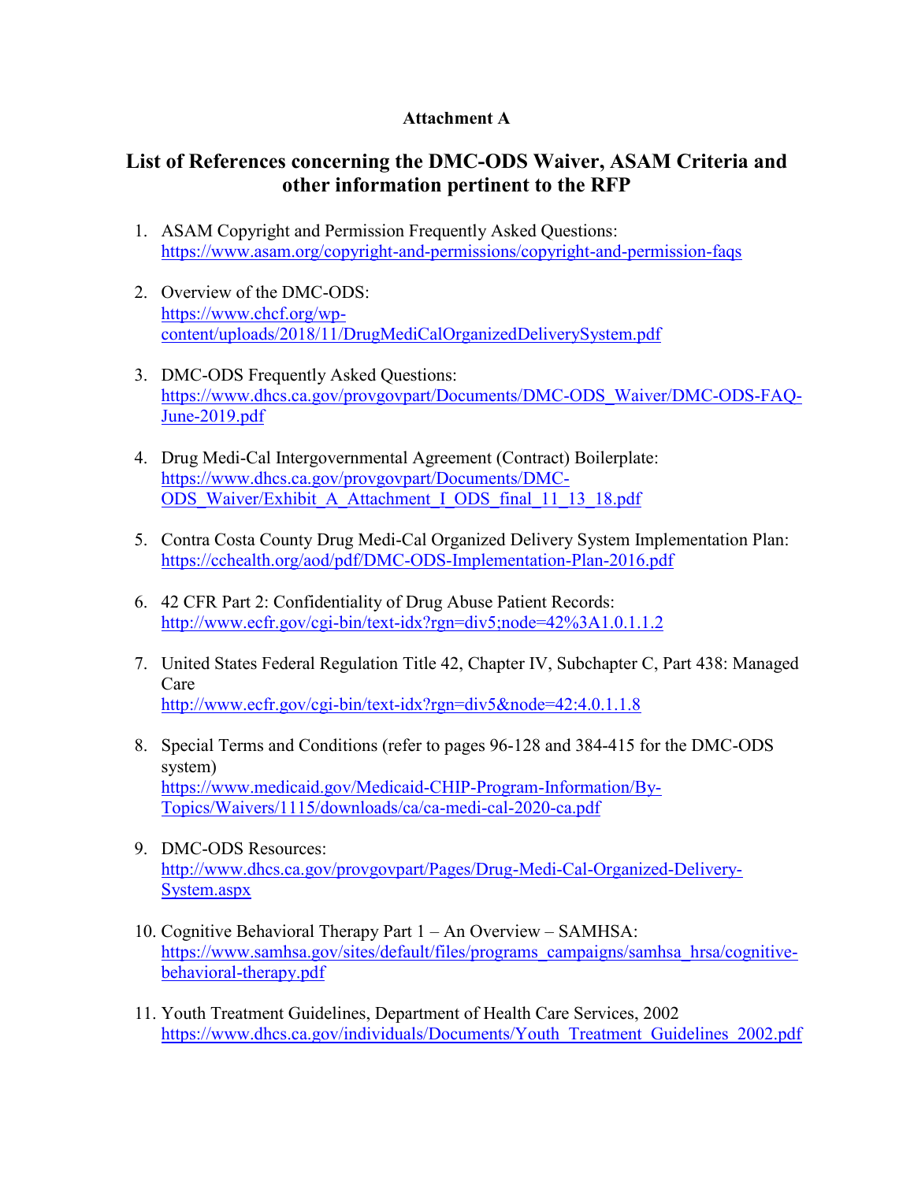**Attachment A**

## List of References concerning the DMC-ODS Waiver, ASAM Criteria and other information pertinent to the RFP

1. ASAM Copyright and Permission Frequently Asked Questions: https://www.asam.org/copyright-and-permissions/copyright-and-permission-faqs

2. Overview of the DMC-ODS: https://www.chcf.org/wp-content/uploads/2018/11/DrugMediCalOrganizedDeliverySystem.pdf

3. DMC-ODS Frequently Asked Questions: https://www.dhcs.ca.gov/provgovpart/Documents/DMC-ODS_Waiver/DMC-ODS-FAQ-June-2019.pdf

4. Drug Medi-Cal Intergovernmental Agreement (Contract) Boilerplate: https://www.dhcs.ca.gov/provgovpart/Documents/DMC-ODS_Waiver/Exhibit_A_Attachment_I_ODS_final_11_13_18.pdf

5. Contra Costa County Drug Medi-Cal Organized Delivery System Implementation Plan: https://cchealth.org/aod/pdf/DMC-ODS-Implementation-Plan-2016.pdf

6. 42 CFR Part 2: Confidentiality of Drug Abuse Patient Records: http://www.ecfr.gov/cgi-bin/text-idx?rgn=div5;node=42%3A1.0.1.1.2

7. United States Federal Regulation Title 42, Chapter IV, Subchapter C, Part 438: Managed Care http://www.ecfr.gov/cgi-bin/text-idx?rgn=div5&node=42:4.0.1.1.8

8. Special Terms and Conditions (refer to pages 96-128 and 384-415 for the DMC-ODS system) https://www.medicaid.gov/Medicaid-CHIP-Program-Information/By-Topics/Waivers/1115/downloads/ca/ca-medi-cal-2020-ca.pdf

9. DMC-ODS Resources: http://www.dhcs.ca.gov/provgovpart/Pages/Drug-Medi-Cal-Organized-Delivery-System.aspx

10. Cognitive Behavioral Therapy Part 1 – An Overview – SAMHSA: https://www.samhsa.gov/sites/default/files/programs_campaigns/samhsa_hrsa/cognitive-behavioral-therapy.pdf

11. Youth Treatment Guidelines, Department of Health Care Services, 2002 https://www.dhcs.ca.gov/individuals/Documents/Youth_Treatment_Guidelines_2002.pdf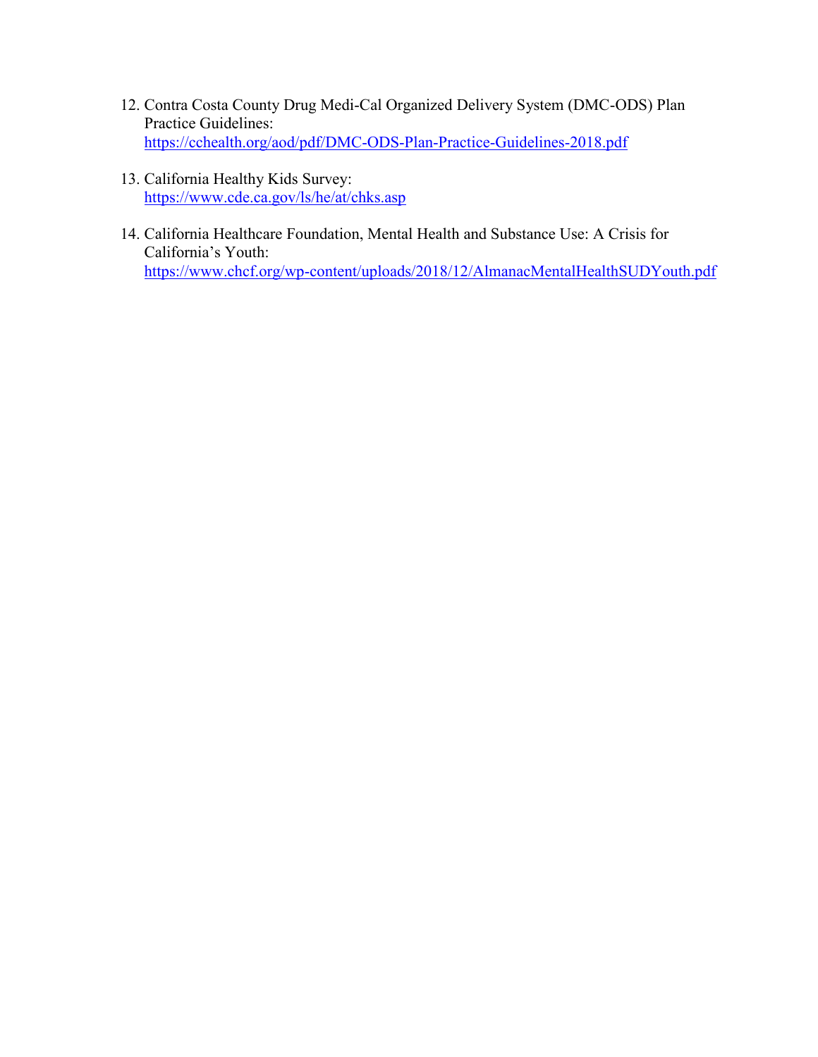12. Contra Costa County Drug Medi-Cal Organized Delivery System (DMC-ODS) Plan Practice Guidelines:
    https://cchealth.org/aod/pdf/DMC-ODS-Plan-Practice-Guidelines-2018.pdf

13. California Healthy Kids Survey:
    https://www.cde.ca.gov/ls/he/at/chks.asp

14. California Healthcare Foundation, Mental Health and Substance Use: A Crisis for California's Youth:
    https://www.chcf.org/wp-content/uploads/2018/12/AlmanacMentalHealthSUDYouth.pdf